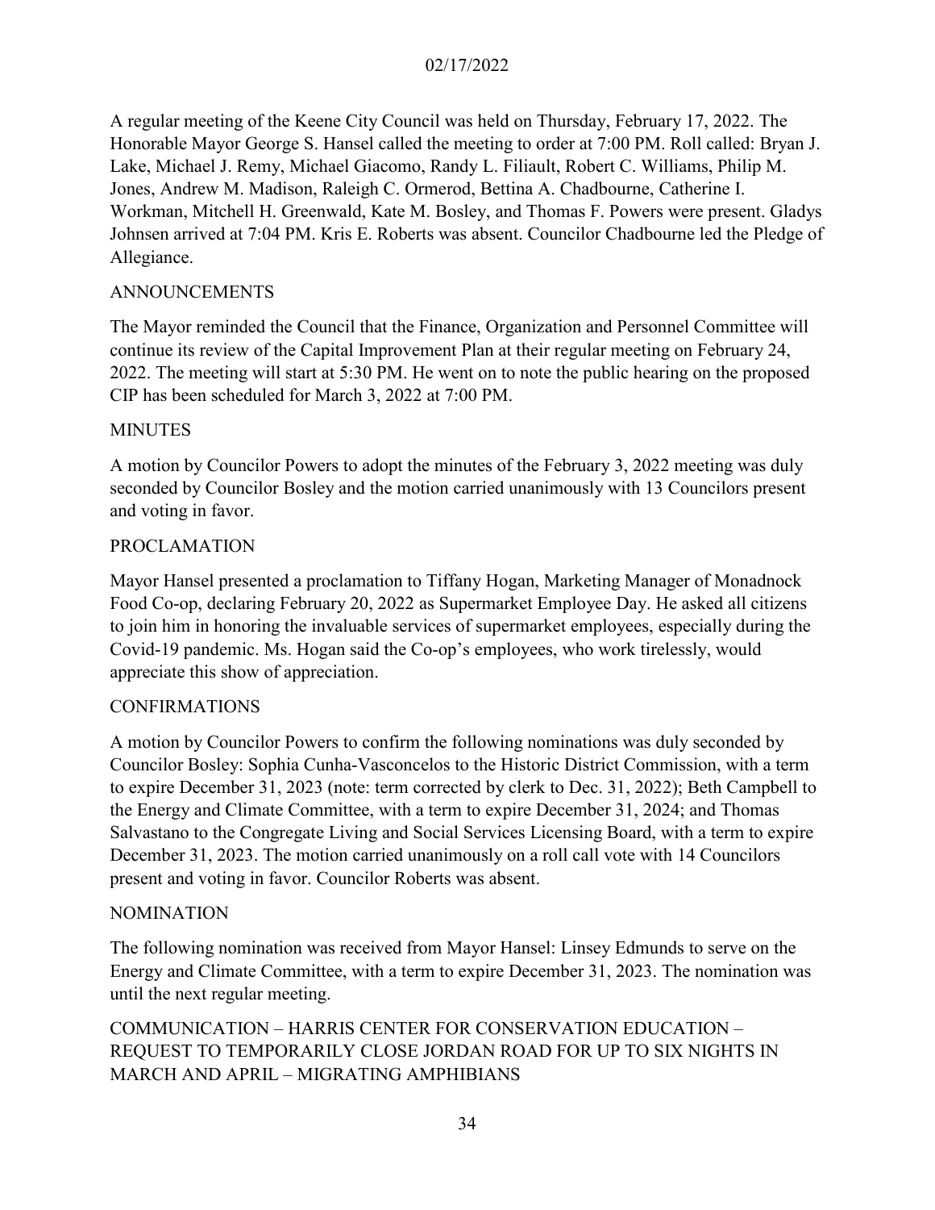A regular meeting of the Keene City Council was held on Thursday, February 17, 2022. The Honorable Mayor George S. Hansel called the meeting to order at 7:00 PM. Roll called: Bryan J. Lake, Michael J. Remy, Michael Giacomo, Randy L. Filiault, Robert C. Williams, Philip M. Jones, Andrew M. Madison, Raleigh C. Ormerod, Bettina A. Chadbourne, Catherine I. Workman, Mitchell H. Greenwald, Kate M. Bosley, and Thomas F. Powers were present. Gladys Johnsen arrived at 7:04 PM. Kris E. Roberts was absent. Councilor Chadbourne led the Pledge of Allegiance.

## ANNOUNCEMENTS

The Mayor reminded the Council that the Finance, Organization and Personnel Committee will continue its review of the Capital Improvement Plan at their regular meeting on February 24, 2022. The meeting will start at 5:30 PM. He went on to note the public hearing on the proposed CIP has been scheduled for March 3, 2022 at 7:00 PM.

## MINUTES

A motion by Councilor Powers to adopt the minutes of the February 3, 2022 meeting was duly seconded by Councilor Bosley and the motion carried unanimously with 13 Councilors present and voting in favor.

## PROCLAMATION

Mayor Hansel presented a proclamation to Tiffany Hogan, Marketing Manager of Monadnock Food Co-op, declaring February 20, 2022 as Supermarket Employee Day. He asked all citizens to join him in honoring the invaluable services of supermarket employees, especially during the Covid-19 pandemic. Ms. Hogan said the Co-op's employees, who work tirelessly, would appreciate this show of appreciation.

## CONFIRMATIONS

A motion by Councilor Powers to confirm the following nominations was duly seconded by Councilor Bosley: Sophia Cunha-Vasconcelos to the Historic District Commission, with a term to expire December 31, 2023 (note: term corrected by clerk to Dec. 31, 2022); Beth Campbell to the Energy and Climate Committee, with a term to expire December 31, 2024; and Thomas Salvastano to the Congregate Living and Social Services Licensing Board, with a term to expire December 31, 2023. The motion carried unanimously on a roll call vote with 14 Councilors present and voting in favor. Councilor Roberts was absent.

## NOMINATION

The following nomination was received from Mayor Hansel: Linsey Edmunds to serve on the Energy and Climate Committee, with a term to expire December 31, 2023. The nomination was until the next regular meeting.

## COMMUNICATION – HARRIS CENTER FOR CONSERVATION EDUCATION – REQUEST TO TEMPORARILY CLOSE JORDAN ROAD FOR UP TO SIX NIGHTS IN MARCH AND APRIL – MIGRATING AMPHIBIANS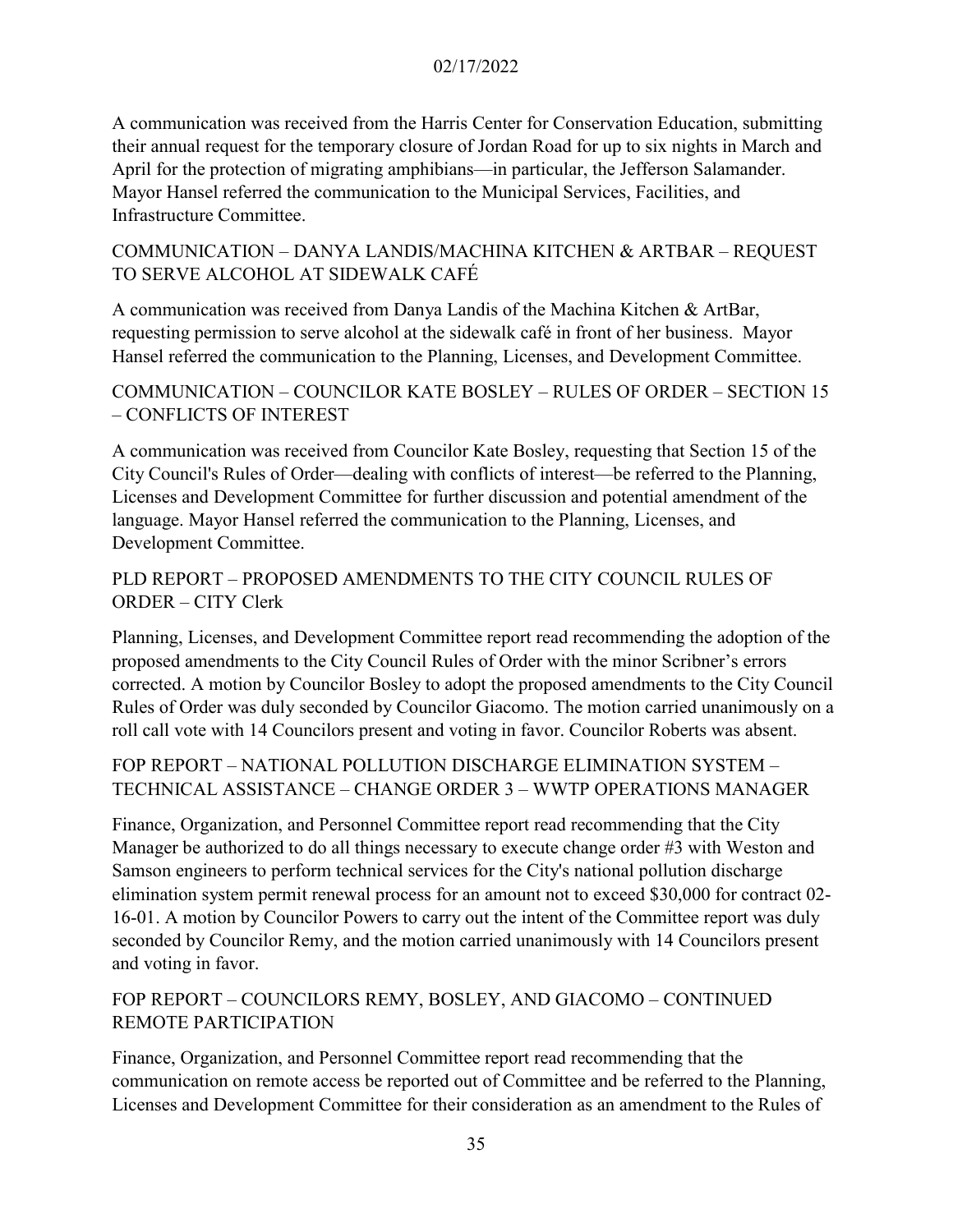A communication was received from the Harris Center for Conservation Education, submitting their annual request for the temporary closure of Jordan Road for up to six nights in March and April for the protection of migrating amphibians—in particular, the Jefferson Salamander. Mayor Hansel referred the communication to the Municipal Services, Facilities, and Infrastructure Committee.

## COMMUNICATION – DANYA LANDIS/MACHINA KITCHEN & ARTBAR – REQUEST TO SERVE ALCOHOL AT SIDEWALK CAFÉ

A communication was received from Danya Landis of the Machina Kitchen & ArtBar, requesting permission to serve alcohol at the sidewalk café in front of her business. Mayor Hansel referred the communication to the Planning, Licenses, and Development Committee.

## COMMUNICATION – COUNCILOR KATE BOSLEY – RULES OF ORDER – SECTION 15 – CONFLICTS OF INTEREST

A communication was received from Councilor Kate Bosley, requesting that Section 15 of the City Council's Rules of Order—dealing with conflicts of interest—be referred to the Planning, Licenses and Development Committee for further discussion and potential amendment of the language. Mayor Hansel referred the communication to the Planning, Licenses, and Development Committee.

## PLD REPORT – PROPOSED AMENDMENTS TO THE CITY COUNCIL RULES OF ORDER – CITY Clerk

Planning, Licenses, and Development Committee report read recommending the adoption of the proposed amendments to the City Council Rules of Order with the minor Scribner's errors corrected. A motion by Councilor Bosley to adopt the proposed amendments to the City Council Rules of Order was duly seconded by Councilor Giacomo. The motion carried unanimously on a roll call vote with 14 Councilors present and voting in favor. Councilor Roberts was absent.

## FOP REPORT – NATIONAL POLLUTION DISCHARGE ELIMINATION SYSTEM – TECHNICAL ASSISTANCE – CHANGE ORDER 3 – WWTP OPERATIONS MANAGER

Finance, Organization, and Personnel Committee report read recommending that the City Manager be authorized to do all things necessary to execute change order #3 with Weston and Samson engineers to perform technical services for the City's national pollution discharge elimination system permit renewal process for an amount not to exceed $30,000 for contract 02-16-01. A motion by Councilor Powers to carry out the intent of the Committee report was duly seconded by Councilor Remy, and the motion carried unanimously with 14 Councilors present and voting in favor.

## FOP REPORT – COUNCILORS REMY, BOSLEY, AND GIACOMO – CONTINUED REMOTE PARTICIPATION

Finance, Organization, and Personnel Committee report read recommending that the communication on remote access be reported out of Committee and be referred to the Planning, Licenses and Development Committee for their consideration as an amendment to the Rules of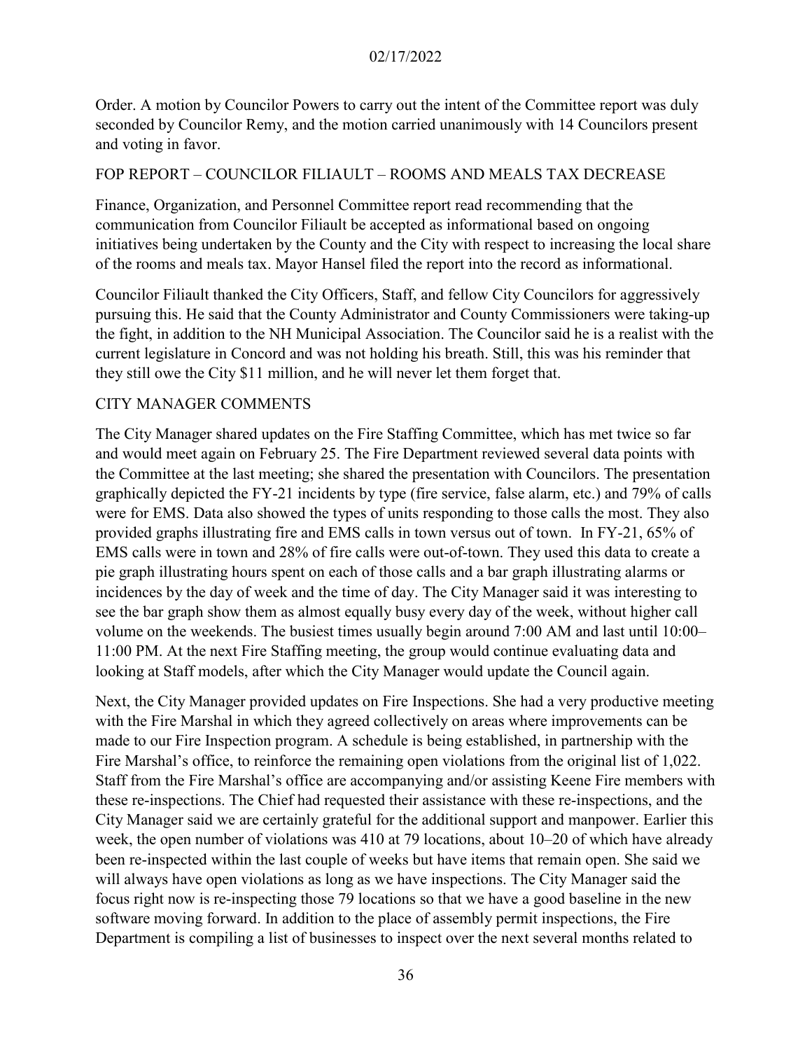Order. A motion by Councilor Powers to carry out the intent of the Committee report was duly seconded by Councilor Remy, and the motion carried unanimously with 14 Councilors present and voting in favor.

## FOP REPORT – COUNCILOR FILIAULT – ROOMS AND MEALS TAX DECREASE

Finance, Organization, and Personnel Committee report read recommending that the communication from Councilor Filiault be accepted as informational based on ongoing initiatives being undertaken by the County and the City with respect to increasing the local share of the rooms and meals tax. Mayor Hansel filed the report into the record as informational.

Councilor Filiault thanked the City Officers, Staff, and fellow City Councilors for aggressively pursuing this. He said that the County Administrator and County Commissioners were taking-up the fight, in addition to the NH Municipal Association. The Councilor said he is a realist with the current legislature in Concord and was not holding his breath. Still, this was his reminder that they still owe the City $11 million, and he will never let them forget that.

## CITY MANAGER COMMENTS

The City Manager shared updates on the Fire Staffing Committee, which has met twice so far and would meet again on February 25. The Fire Department reviewed several data points with the Committee at the last meeting; she shared the presentation with Councilors. The presentation graphically depicted the FY-21 incidents by type (fire service, false alarm, etc.) and 79% of calls were for EMS. Data also showed the types of units responding to those calls the most. They also provided graphs illustrating fire and EMS calls in town versus out of town. In FY-21, 65% of EMS calls were in town and 28% of fire calls were out-of-town. They used this data to create a pie graph illustrating hours spent on each of those calls and a bar graph illustrating alarms or incidences by the day of week and the time of day. The City Manager said it was interesting to see the bar graph show them as almost equally busy every day of the week, without higher call volume on the weekends. The busiest times usually begin around 7:00 AM and last until 10:00–11:00 PM. At the next Fire Staffing meeting, the group would continue evaluating data and looking at Staff models, after which the City Manager would update the Council again.

Next, the City Manager provided updates on Fire Inspections. She had a very productive meeting with the Fire Marshal in which they agreed collectively on areas where improvements can be made to our Fire Inspection program. A schedule is being established, in partnership with the Fire Marshal's office, to reinforce the remaining open violations from the original list of 1,022. Staff from the Fire Marshal's office are accompanying and/or assisting Keene Fire members with these re-inspections. The Chief had requested their assistance with these re-inspections, and the City Manager said we are certainly grateful for the additional support and manpower. Earlier this week, the open number of violations was 410 at 79 locations, about 10–20 of which have already been re-inspected within the last couple of weeks but have items that remain open. She said we will always have open violations as long as we have inspections. The City Manager said the focus right now is re-inspecting those 79 locations so that we have a good baseline in the new software moving forward. In addition to the place of assembly permit inspections, the Fire Department is compiling a list of businesses to inspect over the next several months related to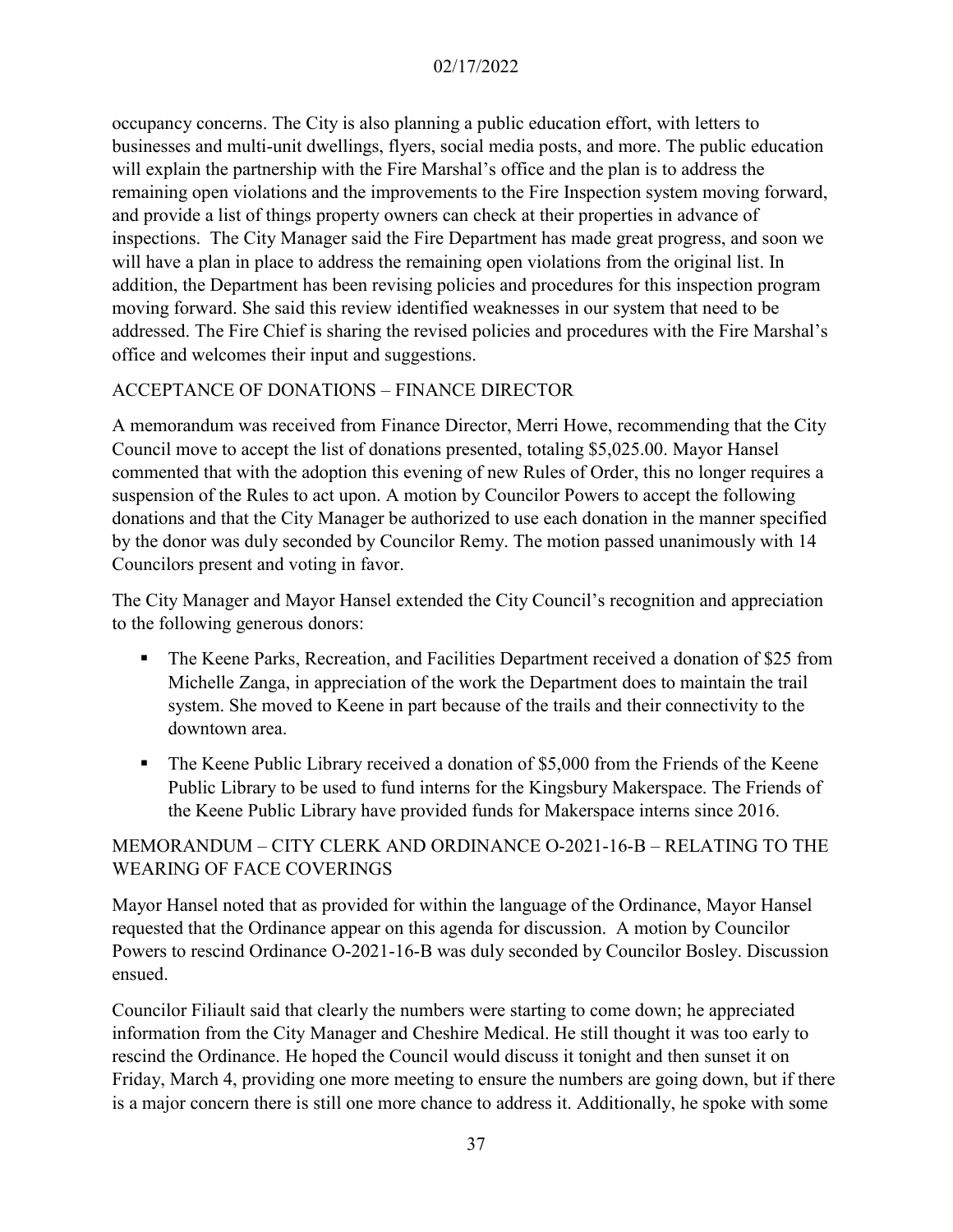occupancy concerns. The City is also planning a public education effort, with letters to businesses and multi-unit dwellings, flyers, social media posts, and more. The public education will explain the partnership with the Fire Marshal's office and the plan is to address the remaining open violations and the improvements to the Fire Inspection system moving forward, and provide a list of things property owners can check at their properties in advance of inspections. The City Manager said the Fire Department has made great progress, and soon we will have a plan in place to address the remaining open violations from the original list. In addition, the Department has been revising policies and procedures for this inspection program moving forward. She said this review identified weaknesses in our system that need to be addressed. The Fire Chief is sharing the revised policies and procedures with the Fire Marshal's office and welcomes their input and suggestions.

## ACCEPTANCE OF DONATIONS – FINANCE DIRECTOR

A memorandum was received from Finance Director, Merri Howe, recommending that the City Council move to accept the list of donations presented, totaling $5,025.00. Mayor Hansel commented that with the adoption this evening of new Rules of Order, this no longer requires a suspension of the Rules to act upon. A motion by Councilor Powers to accept the following donations and that the City Manager be authorized to use each donation in the manner specified by the donor was duly seconded by Councilor Remy. The motion passed unanimously with 14 Councilors present and voting in favor.

The City Manager and Mayor Hansel extended the City Council's recognition and appreciation to the following generous donors:

- The Keene Parks, Recreation, and Facilities Department received a donation of $25 from Michelle Zanga, in appreciation of the work the Department does to maintain the trail system. She moved to Keene in part because of the trails and their connectivity to the downtown area.
- The Keene Public Library received a donation of $5,000 from the Friends of the Keene Public Library to be used to fund interns for the Kingsbury Makerspace. The Friends of the Keene Public Library have provided funds for Makerspace interns since 2016.

## MEMORANDUM – CITY CLERK AND ORDINANCE O-2021-16-B – RELATING TO THE WEARING OF FACE COVERINGS

Mayor Hansel noted that as provided for within the language of the Ordinance, Mayor Hansel requested that the Ordinance appear on this agenda for discussion. A motion by Councilor Powers to rescind Ordinance O-2021-16-B was duly seconded by Councilor Bosley. Discussion ensued.

Councilor Filiault said that clearly the numbers were starting to come down; he appreciated information from the City Manager and Cheshire Medical. He still thought it was too early to rescind the Ordinance. He hoped the Council would discuss it tonight and then sunset it on Friday, March 4, providing one more meeting to ensure the numbers are going down, but if there is a major concern there is still one more chance to address it. Additionally, he spoke with some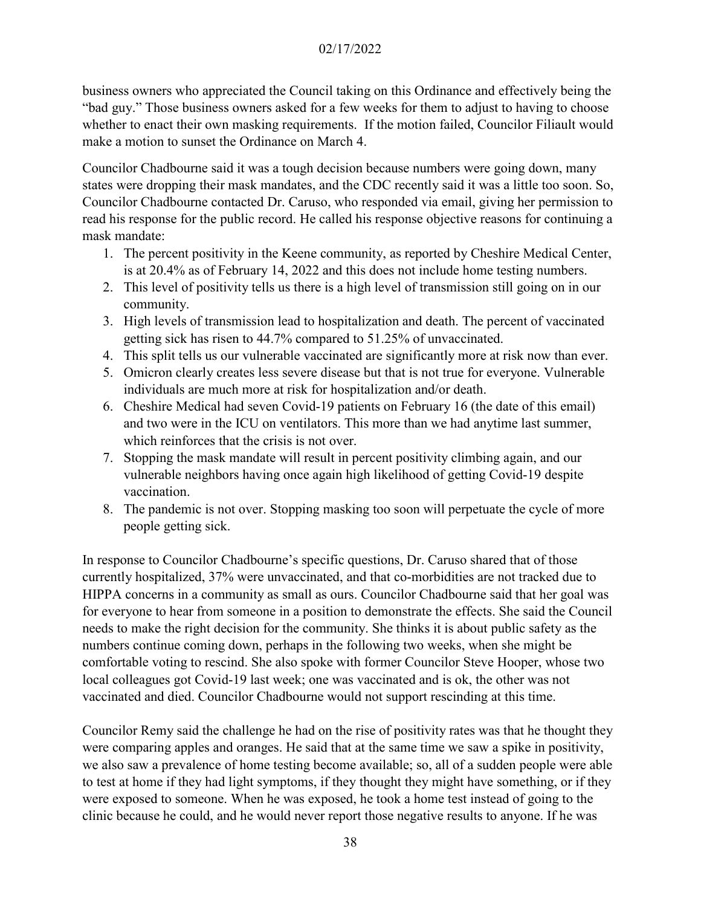business owners who appreciated the Council taking on this Ordinance and effectively being the "bad guy." Those business owners asked for a few weeks for them to adjust to having to choose whether to enact their own masking requirements. If the motion failed, Councilor Filiault would make a motion to sunset the Ordinance on March 4.

Councilor Chadbourne said it was a tough decision because numbers were going down, many states were dropping their mask mandates, and the CDC recently said it was a little too soon. So, Councilor Chadbourne contacted Dr. Caruso, who responded via email, giving her permission to read his response for the public record. He called his response objective reasons for continuing a mask mandate:

1. The percent positivity in the Keene community, as reported by Cheshire Medical Center, is at 20.4% as of February 14, 2022 and this does not include home testing numbers.
2. This level of positivity tells us there is a high level of transmission still going on in our community.
3. High levels of transmission lead to hospitalization and death. The percent of vaccinated getting sick has risen to 44.7% compared to 51.25% of unvaccinated.
4. This split tells us our vulnerable vaccinated are significantly more at risk now than ever.
5. Omicron clearly creates less severe disease but that is not true for everyone. Vulnerable individuals are much more at risk for hospitalization and/or death.
6. Cheshire Medical had seven Covid-19 patients on February 16 (the date of this email) and two were in the ICU on ventilators. This more than we had anytime last summer, which reinforces that the crisis is not over.
7. Stopping the mask mandate will result in percent positivity climbing again, and our vulnerable neighbors having once again high likelihood of getting Covid-19 despite vaccination.
8. The pandemic is not over. Stopping masking too soon will perpetuate the cycle of more people getting sick.

In response to Councilor Chadbourne's specific questions, Dr. Caruso shared that of those currently hospitalized, 37% were unvaccinated, and that co-morbidities are not tracked due to HIPPA concerns in a community as small as ours. Councilor Chadbourne said that her goal was for everyone to hear from someone in a position to demonstrate the effects. She said the Council needs to make the right decision for the community. She thinks it is about public safety as the numbers continue coming down, perhaps in the following two weeks, when she might be comfortable voting to rescind. She also spoke with former Councilor Steve Hooper, whose two local colleagues got Covid-19 last week; one was vaccinated and is ok, the other was not vaccinated and died. Councilor Chadbourne would not support rescinding at this time.

Councilor Remy said the challenge he had on the rise of positivity rates was that he thought they were comparing apples and oranges. He said that at the same time we saw a spike in positivity, we also saw a prevalence of home testing become available; so, all of a sudden people were able to test at home if they had light symptoms, if they thought they might have something, or if they were exposed to someone. When he was exposed, he took a home test instead of going to the clinic because he could, and he would never report those negative results to anyone. If he was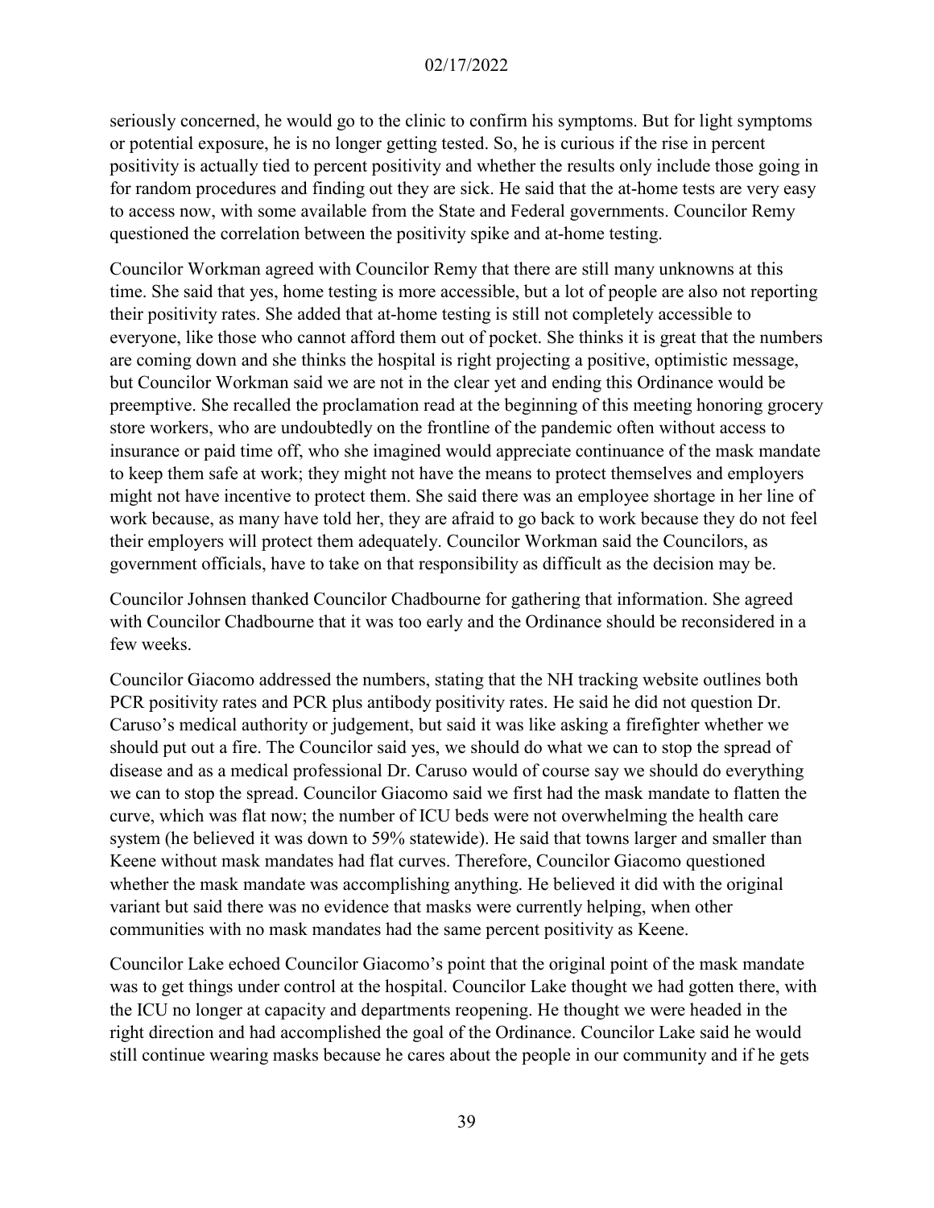seriously concerned, he would go to the clinic to confirm his symptoms. But for light symptoms or potential exposure, he is no longer getting tested. So, he is curious if the rise in percent positivity is actually tied to percent positivity and whether the results only include those going in for random procedures and finding out they are sick. He said that the at-home tests are very easy to access now, with some available from the State and Federal governments. Councilor Remy questioned the correlation between the positivity spike and at-home testing.

Councilor Workman agreed with Councilor Remy that there are still many unknowns at this time. She said that yes, home testing is more accessible, but a lot of people are also not reporting their positivity rates. She added that at-home testing is still not completely accessible to everyone, like those who cannot afford them out of pocket. She thinks it is great that the numbers are coming down and she thinks the hospital is right projecting a positive, optimistic message, but Councilor Workman said we are not in the clear yet and ending this Ordinance would be preemptive. She recalled the proclamation read at the beginning of this meeting honoring grocery store workers, who are undoubtedly on the frontline of the pandemic often without access to insurance or paid time off, who she imagined would appreciate continuance of the mask mandate to keep them safe at work; they might not have the means to protect themselves and employers might not have incentive to protect them. She said there was an employee shortage in her line of work because, as many have told her, they are afraid to go back to work because they do not feel their employers will protect them adequately. Councilor Workman said the Councilors, as government officials, have to take on that responsibility as difficult as the decision may be.

Councilor Johnsen thanked Councilor Chadbourne for gathering that information. She agreed with Councilor Chadbourne that it was too early and the Ordinance should be reconsidered in a few weeks.

Councilor Giacomo addressed the numbers, stating that the NH tracking website outlines both PCR positivity rates and PCR plus antibody positivity rates. He said he did not question Dr. Caruso's medical authority or judgement, but said it was like asking a firefighter whether we should put out a fire. The Councilor said yes, we should do what we can to stop the spread of disease and as a medical professional Dr. Caruso would of course say we should do everything we can to stop the spread. Councilor Giacomo said we first had the mask mandate to flatten the curve, which was flat now; the number of ICU beds were not overwhelming the health care system (he believed it was down to 59% statewide). He said that towns larger and smaller than Keene without mask mandates had flat curves. Therefore, Councilor Giacomo questioned whether the mask mandate was accomplishing anything. He believed it did with the original variant but said there was no evidence that masks were currently helping, when other communities with no mask mandates had the same percent positivity as Keene.

Councilor Lake echoed Councilor Giacomo's point that the original point of the mask mandate was to get things under control at the hospital. Councilor Lake thought we had gotten there, with the ICU no longer at capacity and departments reopening. He thought we were headed in the right direction and had accomplished the goal of the Ordinance. Councilor Lake said he would still continue wearing masks because he cares about the people in our community and if he gets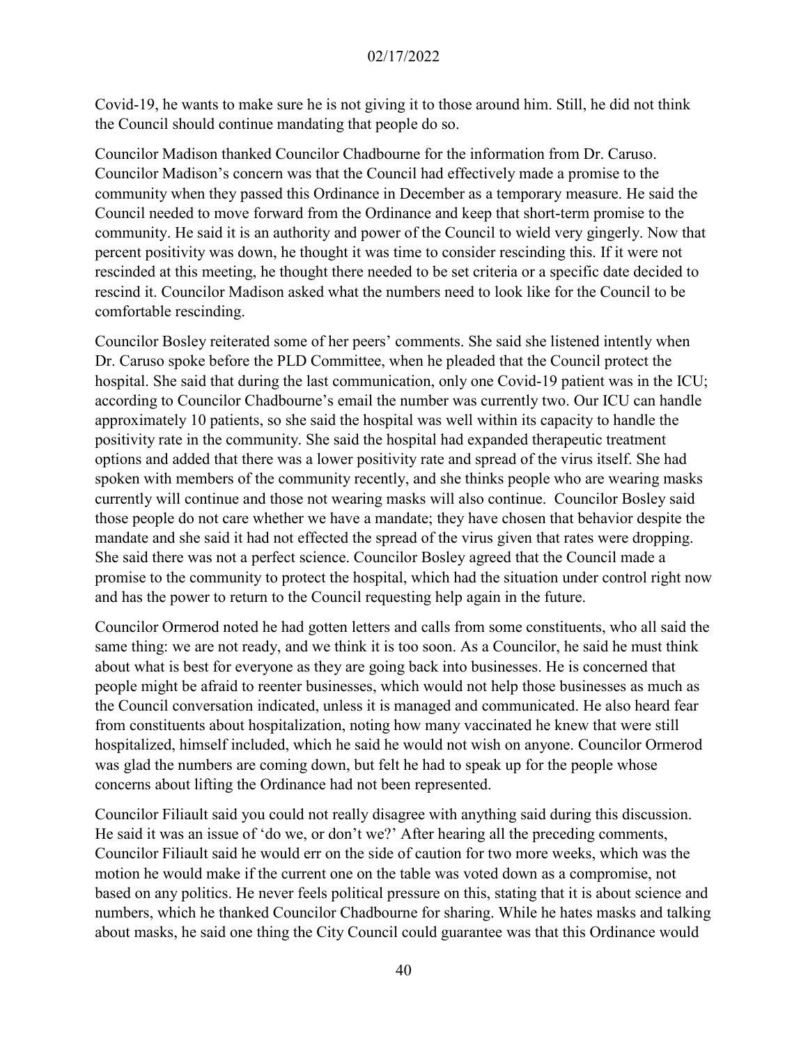Covid-19, he wants to make sure he is not giving it to those around him. Still, he did not think the Council should continue mandating that people do so.

Councilor Madison thanked Councilor Chadbourne for the information from Dr. Caruso. Councilor Madison's concern was that the Council had effectively made a promise to the community when they passed this Ordinance in December as a temporary measure. He said the Council needed to move forward from the Ordinance and keep that short-term promise to the community. He said it is an authority and power of the Council to wield very gingerly. Now that percent positivity was down, he thought it was time to consider rescinding this. If it were not rescinded at this meeting, he thought there needed to be set criteria or a specific date decided to rescind it. Councilor Madison asked what the numbers need to look like for the Council to be comfortable rescinding.

Councilor Bosley reiterated some of her peers' comments. She said she listened intently when Dr. Caruso spoke before the PLD Committee, when he pleaded that the Council protect the hospital. She said that during the last communication, only one Covid-19 patient was in the ICU; according to Councilor Chadbourne's email the number was currently two. Our ICU can handle approximately 10 patients, so she said the hospital was well within its capacity to handle the positivity rate in the community. She said the hospital had expanded therapeutic treatment options and added that there was a lower positivity rate and spread of the virus itself. She had spoken with members of the community recently, and she thinks people who are wearing masks currently will continue and those not wearing masks will also continue. Councilor Bosley said those people do not care whether we have a mandate; they have chosen that behavior despite the mandate and she said it had not effected the spread of the virus given that rates were dropping. She said there was not a perfect science. Councilor Bosley agreed that the Council made a promise to the community to protect the hospital, which had the situation under control right now and has the power to return to the Council requesting help again in the future.

Councilor Ormerod noted he had gotten letters and calls from some constituents, who all said the same thing: we are not ready, and we think it is too soon. As a Councilor, he said he must think about what is best for everyone as they are going back into businesses. He is concerned that people might be afraid to reenter businesses, which would not help those businesses as much as the Council conversation indicated, unless it is managed and communicated. He also heard fear from constituents about hospitalization, noting how many vaccinated he knew that were still hospitalized, himself included, which he said he would not wish on anyone. Councilor Ormerod was glad the numbers are coming down, but felt he had to speak up for the people whose concerns about lifting the Ordinance had not been represented.

Councilor Filiault said you could not really disagree with anything said during this discussion. He said it was an issue of 'do we, or don't we?' After hearing all the preceding comments, Councilor Filiault said he would err on the side of caution for two more weeks, which was the motion he would make if the current one on the table was voted down as a compromise, not based on any politics. He never feels political pressure on this, stating that it is about science and numbers, which he thanked Councilor Chadbourne for sharing. While he hates masks and talking about masks, he said one thing the City Council could guarantee was that this Ordinance would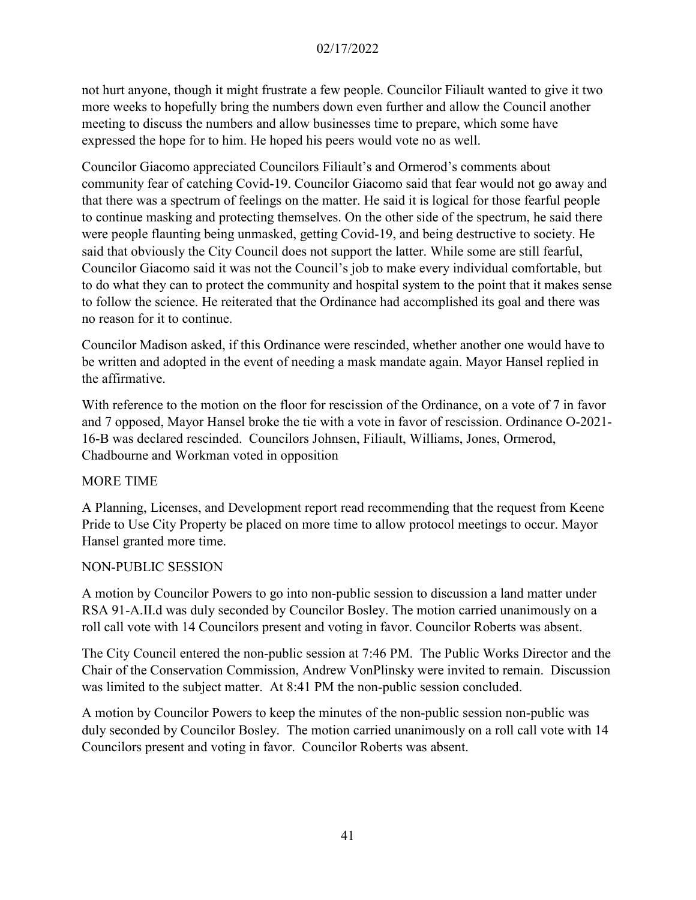not hurt anyone, though it might frustrate a few people. Councilor Filiault wanted to give it two more weeks to hopefully bring the numbers down even further and allow the Council another meeting to discuss the numbers and allow businesses time to prepare, which some have expressed the hope for to him. He hoped his peers would vote no as well.

Councilor Giacomo appreciated Councilors Filiault's and Ormerod's comments about community fear of catching Covid-19. Councilor Giacomo said that fear would not go away and that there was a spectrum of feelings on the matter. He said it is logical for those fearful people to continue masking and protecting themselves. On the other side of the spectrum, he said there were people flaunting being unmasked, getting Covid-19, and being destructive to society. He said that obviously the City Council does not support the latter. While some are still fearful, Councilor Giacomo said it was not the Council's job to make every individual comfortable, but to do what they can to protect the community and hospital system to the point that it makes sense to follow the science. He reiterated that the Ordinance had accomplished its goal and there was no reason for it to continue.

Councilor Madison asked, if this Ordinance were rescinded, whether another one would have to be written and adopted in the event of needing a mask mandate again. Mayor Hansel replied in the affirmative.

With reference to the motion on the floor for rescission of the Ordinance, on a vote of 7 in favor and 7 opposed, Mayor Hansel broke the tie with a vote in favor of rescission. Ordinance O-2021-16-B was declared rescinded. Councilors Johnsen, Filiault, Williams, Jones, Ormerod, Chadbourne and Workman voted in opposition

MORE TIME

A Planning, Licenses, and Development report read recommending that the request from Keene Pride to Use City Property be placed on more time to allow protocol meetings to occur. Mayor Hansel granted more time.

NON-PUBLIC SESSION

A motion by Councilor Powers to go into non-public session to discussion a land matter under RSA 91-A.II.d was duly seconded by Councilor Bosley. The motion carried unanimously on a roll call vote with 14 Councilors present and voting in favor. Councilor Roberts was absent.

The City Council entered the non-public session at 7:46 PM. The Public Works Director and the Chair of the Conservation Commission, Andrew VonPlinsky were invited to remain. Discussion was limited to the subject matter. At 8:41 PM the non-public session concluded.

A motion by Councilor Powers to keep the minutes of the non-public session non-public was duly seconded by Councilor Bosley. The motion carried unanimously on a roll call vote with 14 Councilors present and voting in favor. Councilor Roberts was absent.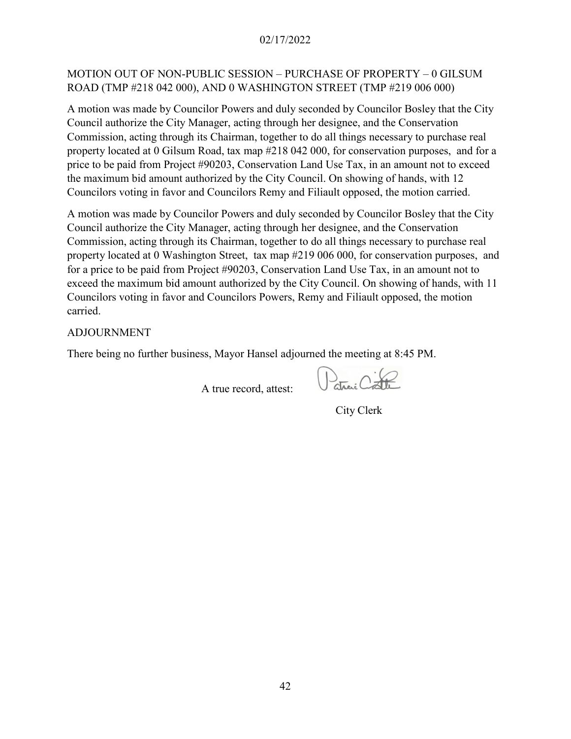MOTION OUT OF NON-PUBLIC SESSION – PURCHASE OF PROPERTY – 0 GILSUM ROAD (TMP #218 042 000), AND 0 WASHINGTON STREET (TMP #219 006 000)

A motion was made by Councilor Powers and duly seconded by Councilor Bosley that the City Council authorize the City Manager, acting through her designee, and the Conservation Commission, acting through its Chairman, together to do all things necessary to purchase real property located at 0 Gilsum Road, tax map #218 042 000, for conservation purposes, and for a price to be paid from Project #90203, Conservation Land Use Tax, in an amount not to exceed the maximum bid amount authorized by the City Council. On showing of hands, with 12 Councilors voting in favor and Councilors Remy and Filiault opposed, the motion carried.

A motion was made by Councilor Powers and duly seconded by Councilor Bosley that the City Council authorize the City Manager, acting through her designee, and the Conservation Commission, acting through its Chairman, together to do all things necessary to purchase real property located at 0 Washington Street, tax map #219 006 000, for conservation purposes, and for a price to be paid from Project #90203, Conservation Land Use Tax, in an amount not to exceed the maximum bid amount authorized by the City Council. On showing of hands, with 11 Councilors voting in favor and Councilors Powers, Remy and Filiault opposed, the motion carried.

ADJOURNMENT

There being no further business, Mayor Hansel adjourned the meeting at 8:45 PM.

A true record, attest:

City Clerk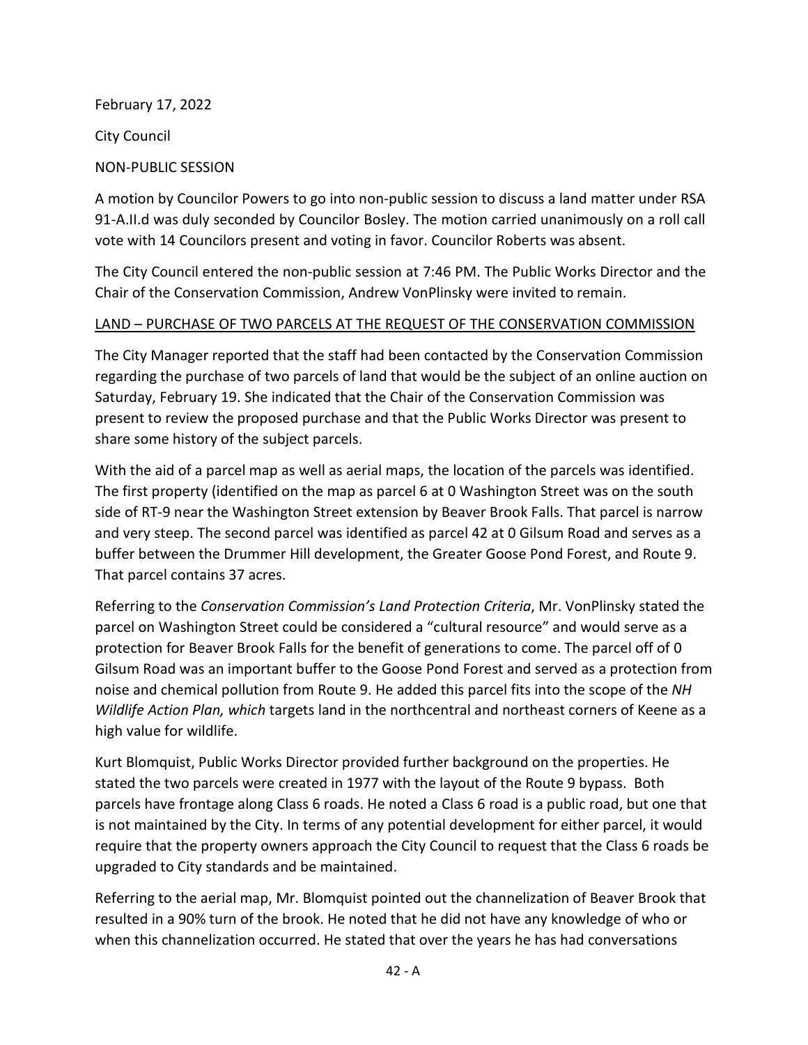February 17, 2022

City Council

NON-PUBLIC SESSION

A motion by Councilor Powers to go into non-public session to discuss a land matter under RSA 91-A.II.d was duly seconded by Councilor Bosley. The motion carried unanimously on a roll call vote with 14 Councilors present and voting in favor. Councilor Roberts was absent.

The City Council entered the non-public session at 7:46 PM. The Public Works Director and the Chair of the Conservation Commission, Andrew VonPlinsky were invited to remain.

LAND – PURCHASE OF TWO PARCELS AT THE REQUEST OF THE CONSERVATION COMMISSION

The City Manager reported that the staff had been contacted by the Conservation Commission regarding the purchase of two parcels of land that would be the subject of an online auction on Saturday, February 19. She indicated that the Chair of the Conservation Commission was present to review the proposed purchase and that the Public Works Director was present to share some history of the subject parcels.

With the aid of a parcel map as well as aerial maps, the location of the parcels was identified. The first property (identified on the map as parcel 6 at 0 Washington Street was on the south side of RT-9 near the Washington Street extension by Beaver Brook Falls. That parcel is narrow and very steep. The second parcel was identified as parcel 42 at 0 Gilsum Road and serves as a buffer between the Drummer Hill development, the Greater Goose Pond Forest, and Route 9. That parcel contains 37 acres.

Referring to the *Conservation Commission's Land Protection Criteria*, Mr. VonPlinsky stated the parcel on Washington Street could be considered a "cultural resource" and would serve as a protection for Beaver Brook Falls for the benefit of generations to come. The parcel off of 0 Gilsum Road was an important buffer to the Goose Pond Forest and served as a protection from noise and chemical pollution from Route 9. He added this parcel fits into the scope of the *NH Wildlife Action Plan, which* targets land in the northcentral and northeast corners of Keene as a high value for wildlife.

Kurt Blomquist, Public Works Director provided further background on the properties. He stated the two parcels were created in 1977 with the layout of the Route 9 bypass. Both parcels have frontage along Class 6 roads. He noted a Class 6 road is a public road, but one that is not maintained by the City. In terms of any potential development for either parcel, it would require that the property owners approach the City Council to request that the Class 6 roads be upgraded to City standards and be maintained.

Referring to the aerial map, Mr. Blomquist pointed out the channelization of Beaver Brook that resulted in a 90% turn of the brook. He noted that he did not have any knowledge of who or when this channelization occurred. He stated that over the years he has had conversations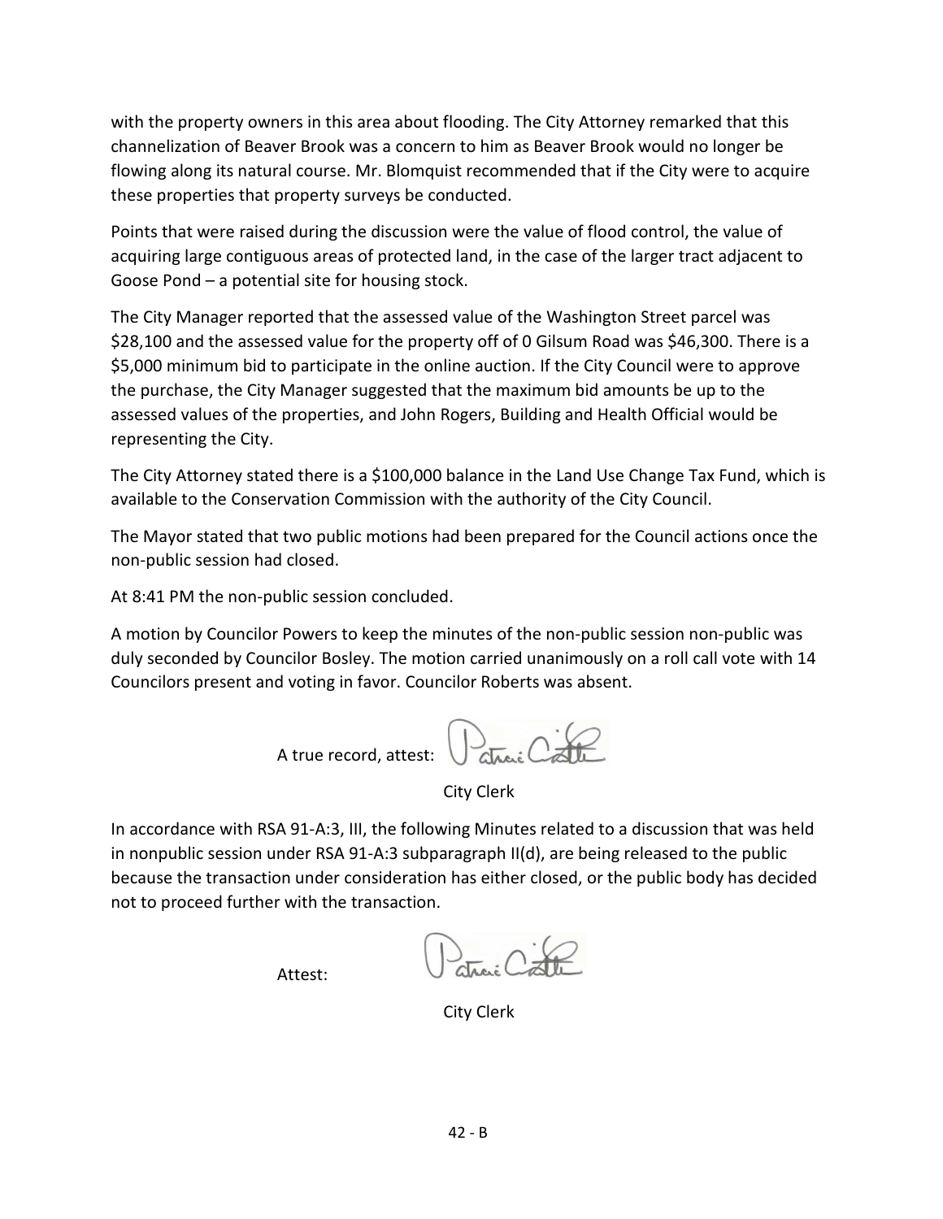with the property owners in this area about flooding. The City Attorney remarked that this channelization of Beaver Brook was a concern to him as Beaver Brook would no longer be flowing along its natural course. Mr. Blomquist recommended that if the City were to acquire these properties that property surveys be conducted.

Points that were raised during the discussion were the value of flood control, the value of acquiring large contiguous areas of protected land, in the case of the larger tract adjacent to Goose Pond – a potential site for housing stock.

The City Manager reported that the assessed value of the Washington Street parcel was $28,100 and the assessed value for the property off of 0 Gilsum Road was $46,300. There is a $5,000 minimum bid to participate in the online auction. If the City Council were to approve the purchase, the City Manager suggested that the maximum bid amounts be up to the assessed values of the properties, and John Rogers, Building and Health Official would be representing the City.

The City Attorney stated there is a $100,000 balance in the Land Use Change Tax Fund, which is available to the Conservation Commission with the authority of the City Council.

The Mayor stated that two public motions had been prepared for the Council actions once the non-public session had closed.

At 8:41 PM the non-public session concluded.

A motion by Councilor Powers to keep the minutes of the non-public session non-public was duly seconded by Councilor Bosley. The motion carried unanimously on a roll call vote with 14 Councilors present and voting in favor. Councilor Roberts was absent.

A true record, attest:

City Clerk

In accordance with RSA 91-A:3, III, the following Minutes related to a discussion that was held in nonpublic session under RSA 91-A:3 subparagraph II(d), are being released to the public because the transaction under consideration has either closed, or the public body has decided not to proceed further with the transaction.

Attest:

City Clerk

42 - B